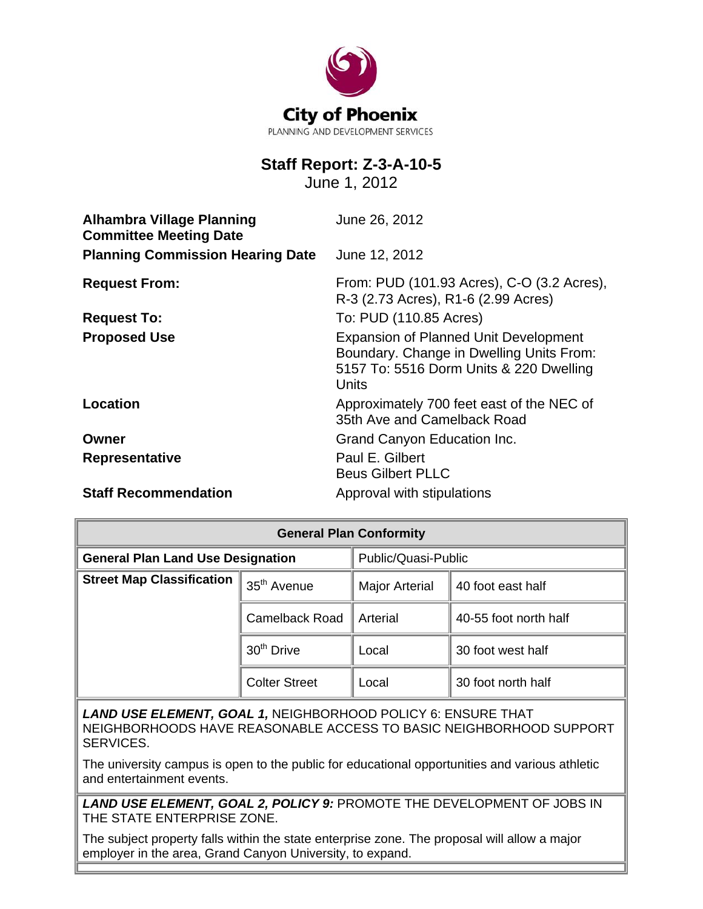**City of Phoenix**

PLANNING AND DEVELOPMENT SERVICES

# Staff Report: Z-3-A-10-5

June 1, 2012

| | |
|---|---|
| **Alhambra Village Planning Committee Meeting Date** | June 26, 2012 |
| **Planning Commission Hearing Date** | June 12, 2012 |
| **Request From:** | From: PUD (101.93 Acres), C-O (3.2 Acres), R-3 (2.73 Acres), R1-6 (2.99 Acres) |
| **Request To:** | To: PUD (110.85 Acres) |
| **Proposed Use** | Expansion of Planned Unit Development Boundary. Change in Dwelling Units From: 5157 To: 5516 Dorm Units & 220 Dwelling Units |
| **Location** | Approximately 700 feet east of the NEC of 35th Ave and Camelback Road |
| **Owner** | Grand Canyon Education Inc. |
| **Representative** | Paul E. Gilbert<br>Beus Gilbert PLLC |
| **Staff Recommendation** | Approval with stipulations |

| General Plan Conformity | | | |
|---|---|---|---|
| **General Plan Land Use Designation** | | Public/Quasi-Public | |
| **Street Map Classification** | 35th Avenue | Major Arterial | 40 foot east half |
| | Camelback Road | Arterial | 40-55 foot north half |
| | 30th Drive | Local | 30 foot west half |
| | Colter Street | Local | 30 foot north half |

***LAND USE ELEMENT, GOAL 1,*** NEIGHBORHOOD POLICY 6: ENSURE THAT NEIGHBORHOODS HAVE REASONABLE ACCESS TO BASIC NEIGHBORHOOD SUPPORT SERVICES.

The university campus is open to the public for educational opportunities and various athletic and entertainment events.

***LAND USE ELEMENT, GOAL 2, POLICY 9:*** PROMOTE THE DEVELOPMENT OF JOBS IN THE STATE ENTERPRISE ZONE.

The subject property falls within the state enterprise zone. The proposal will allow a major employer in the area, Grand Canyon University, to expand.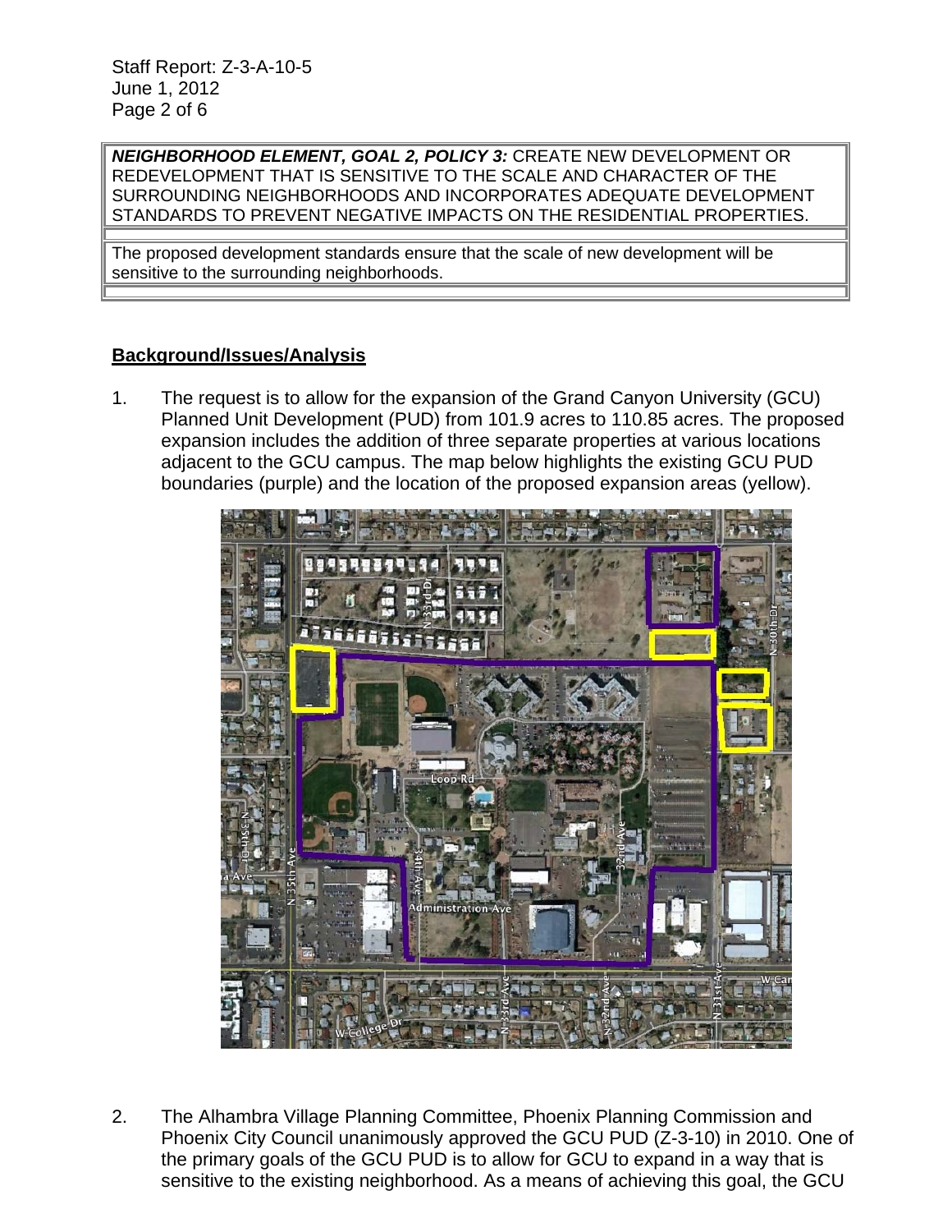| ***NEIGHBORHOOD ELEMENT, GOAL 2, POLICY 3:*** CREATE NEW DEVELOPMENT OR REDEVELOPMENT THAT IS SENSITIVE TO THE SCALE AND CHARACTER OF THE SURROUNDING NEIGHBORHOODS AND INCORPORATES ADEQUATE DEVELOPMENT STANDARDS TO PREVENT NEGATIVE IMPACTS ON THE RESIDENTIAL PROPERTIES. |
|---|
| The proposed development standards ensure that the scale of new development will be sensitive to the surrounding neighborhoods. |

## **Background/Issues/Analysis**

1. The request is to allow for the expansion of the Grand Canyon University (GCU) Planned Unit Development (PUD) from 101.9 acres to 110.85 acres. The proposed expansion includes the addition of three separate properties at various locations adjacent to the GCU campus. The map below highlights the existing GCU PUD boundaries (purple) and the location of the proposed expansion areas (yellow).

2. The Alhambra Village Planning Committee, Phoenix Planning Commission and Phoenix City Council unanimously approved the GCU PUD (Z-3-10) in 2010. One of the primary goals of the GCU PUD is to allow for GCU to expand in a way that is sensitive to the existing neighborhood. As a means of achieving this goal, the GCU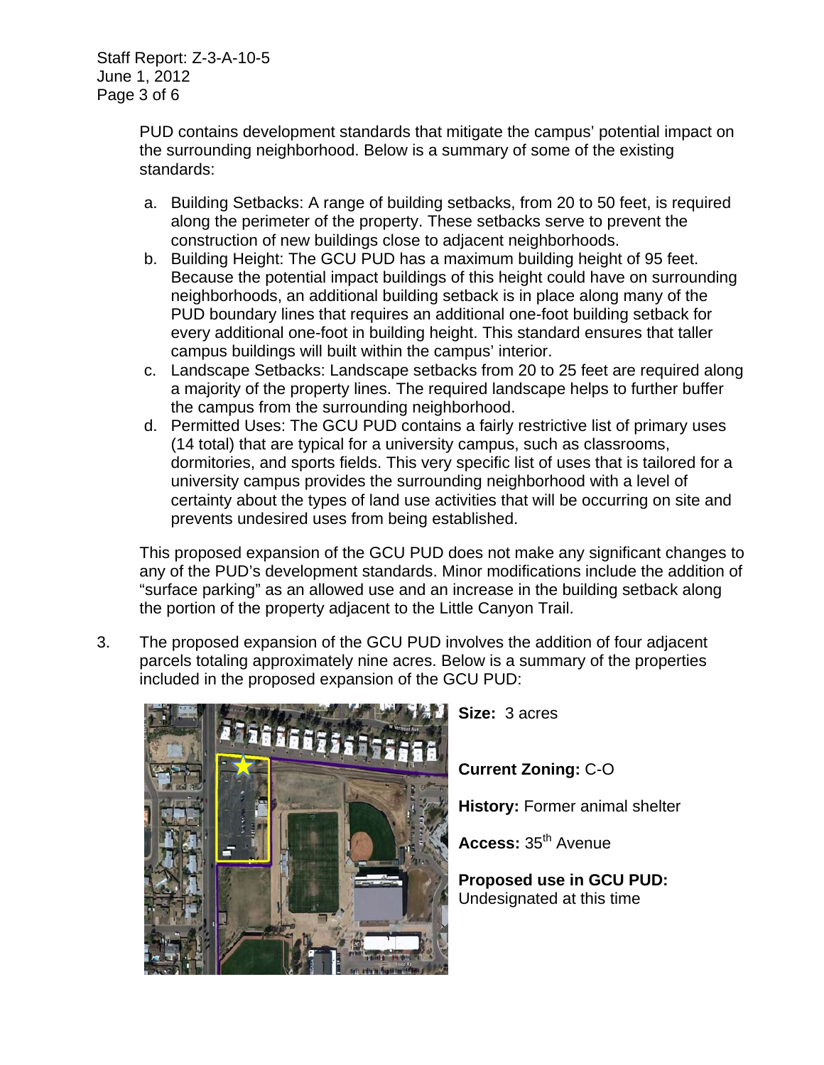PUD contains development standards that mitigate the campus' potential impact on the surrounding neighborhood. Below is a summary of some of the existing standards:

a. Building Setbacks: A range of building setbacks, from 20 to 50 feet, is required along the perimeter of the property. These setbacks serve to prevent the construction of new buildings close to adjacent neighborhoods.
b. Building Height: The GCU PUD has a maximum building height of 95 feet. Because the potential impact buildings of this height could have on surrounding neighborhoods, an additional building setback is in place along many of the PUD boundary lines that requires an additional one-foot building setback for every additional one-foot in building height. This standard ensures that taller campus buildings will built within the campus' interior.
c. Landscape Setbacks: Landscape setbacks from 20 to 25 feet are required along a majority of the property lines. The required landscape helps to further buffer the campus from the surrounding neighborhood.
d. Permitted Uses: The GCU PUD contains a fairly restrictive list of primary uses (14 total) that are typical for a university campus, such as classrooms, dormitories, and sports fields. This very specific list of uses that is tailored for a university campus provides the surrounding neighborhood with a level of certainty about the types of land use activities that will be occurring on site and prevents undesired uses from being established.

This proposed expansion of the GCU PUD does not make any significant changes to any of the PUD's development standards. Minor modifications include the addition of "surface parking" as an allowed use and an increase in the building setback along the portion of the property adjacent to the Little Canyon Trail.

3. The proposed expansion of the GCU PUD involves the addition of four adjacent parcels totaling approximately nine acres. Below is a summary of the properties included in the proposed expansion of the GCU PUD:

**Size:** 3 acres

**Current Zoning:** C-O

**History:** Former animal shelter

**Access:** 35th Avenue

**Proposed use in GCU PUD:** Undesignated at this time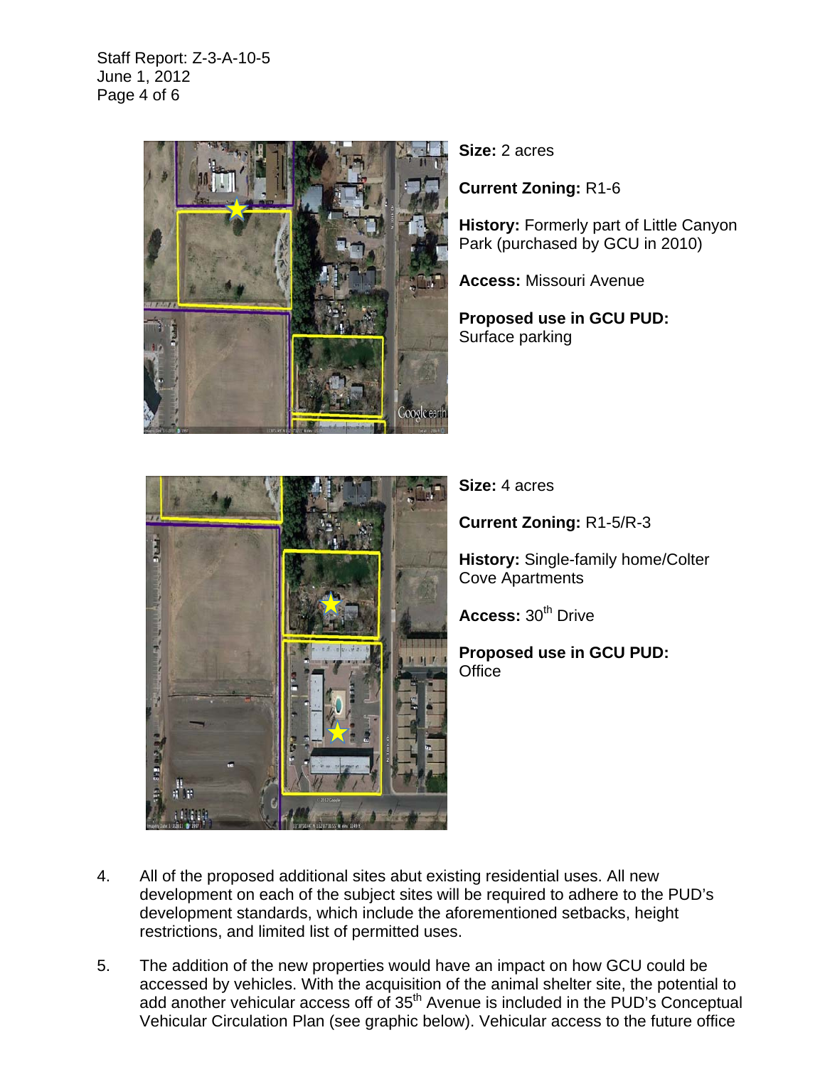**Size:** 2 acres

**Current Zoning:** R1-6

**History:** Formerly part of Little Canyon Park (purchased by GCU in 2010)

**Access:** Missouri Avenue

**Proposed use in GCU PUD:** Surface parking

**Size:** 4 acres

**Current Zoning:** R1-5/R-3

**History:** Single-family home/Colter Cove Apartments

**Access:** 30th Drive

**Proposed use in GCU PUD:** Office

4. All of the proposed additional sites abut existing residential uses. All new development on each of the subject sites will be required to adhere to the PUD's development standards, which include the aforementioned setbacks, height restrictions, and limited list of permitted uses.

5. The addition of the new properties would have an impact on how GCU could be accessed by vehicles. With the acquisition of the animal shelter site, the potential to add another vehicular access off of 35th Avenue is included in the PUD's Conceptual Vehicular Circulation Plan (see graphic below). Vehicular access to the future office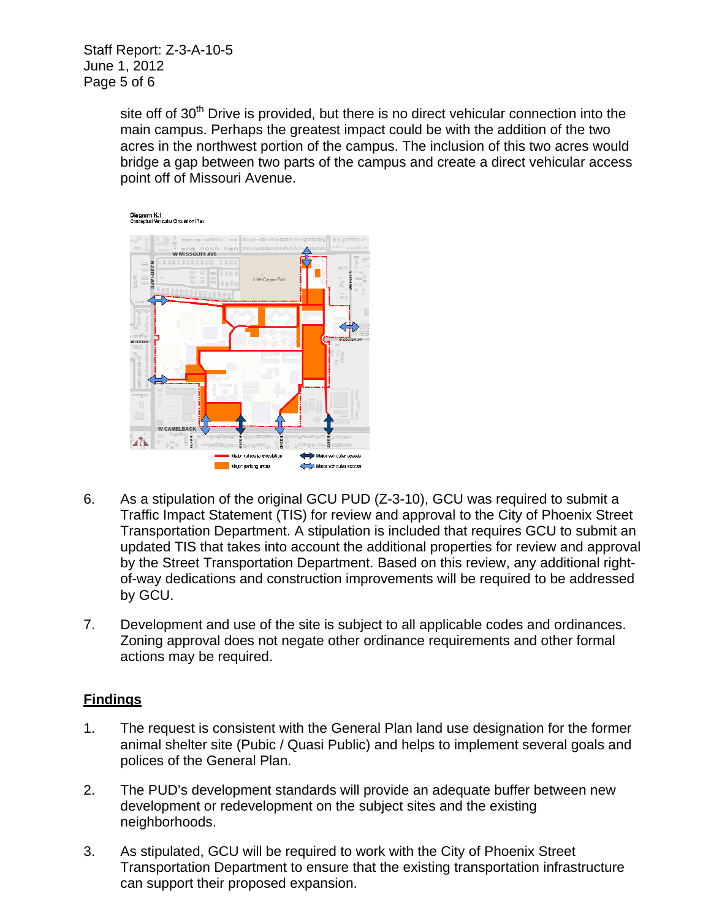site off of 30th Drive is provided, but there is no direct vehicular connection into the main campus. Perhaps the greatest impact could be with the addition of the two acres in the northwest portion of the campus. The inclusion of this two acres would bridge a gap between two parts of the campus and create a direct vehicular access point off of Missouri Avenue.

Diagram K.1
Conceptual Vehicular Circulation Plan

6. As a stipulation of the original GCU PUD (Z-3-10), GCU was required to submit a Traffic Impact Statement (TIS) for review and approval to the City of Phoenix Street Transportation Department. A stipulation is included that requires GCU to submit an updated TIS that takes into account the additional properties for review and approval by the Street Transportation Department. Based on this review, any additional right-of-way dedications and construction improvements will be required to be addressed by GCU.

7. Development and use of the site is subject to all applicable codes and ordinances. Zoning approval does not negate other ordinance requirements and other formal actions may be required.

## Findings

1. The request is consistent with the General Plan land use designation for the former animal shelter site (Pubic / Quasi Public) and helps to implement several goals and polices of the General Plan.

2. The PUD's development standards will provide an adequate buffer between new development or redevelopment on the subject sites and the existing neighborhoods.

3. As stipulated, GCU will be required to work with the City of Phoenix Street Transportation Department to ensure that the existing transportation infrastructure can support their proposed expansion.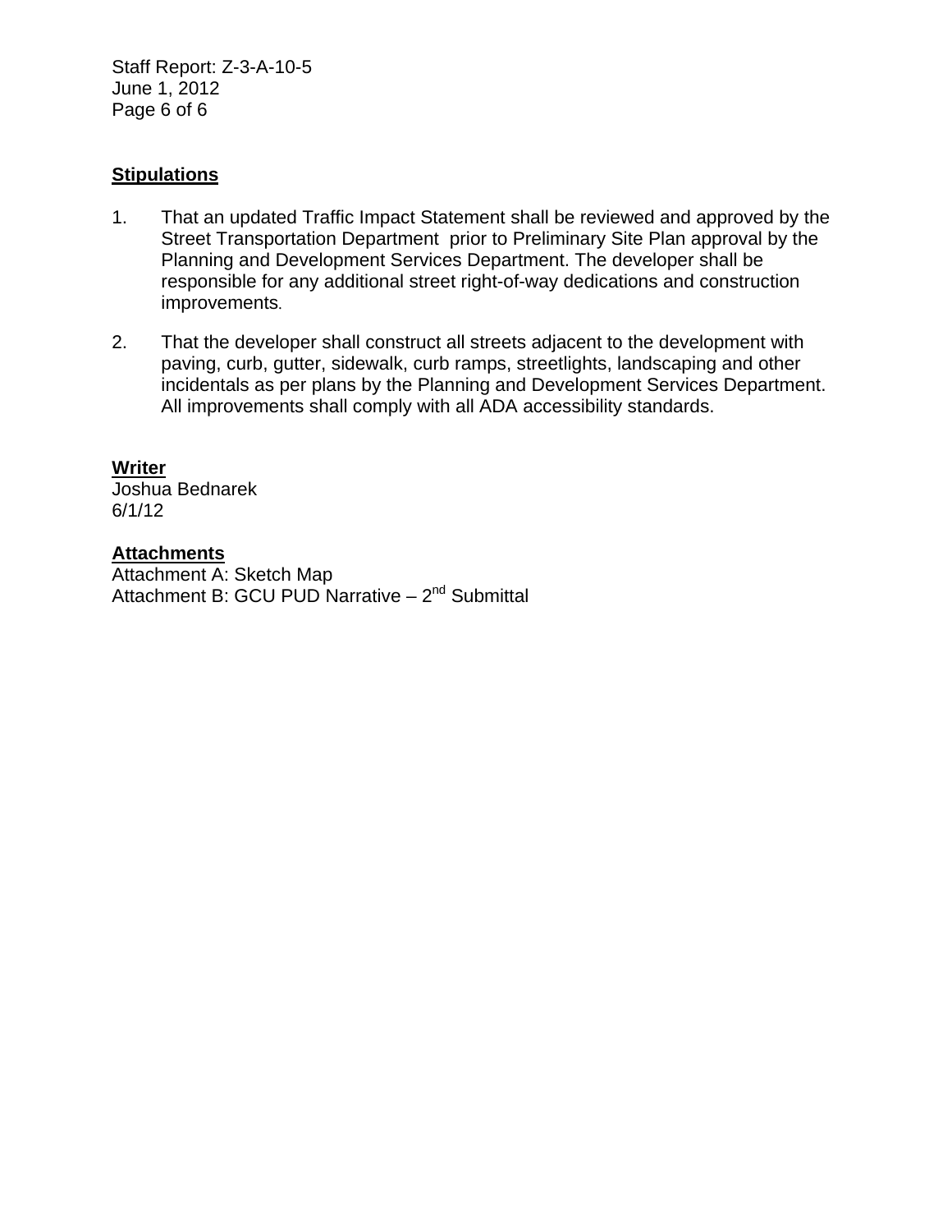## Stipulations

1. That an updated Traffic Impact Statement shall be reviewed and approved by the Street Transportation Department prior to Preliminary Site Plan approval by the Planning and Development Services Department. The developer shall be responsible for any additional street right-of-way dedications and construction improvements.

2. That the developer shall construct all streets adjacent to the development with paving, curb, gutter, sidewalk, curb ramps, streetlights, landscaping and other incidentals as per plans by the Planning and Development Services Department. All improvements shall comply with all ADA accessibility standards.

## Writer

Joshua Bednarek
6/1/12

## Attachments

Attachment A: Sketch Map
Attachment B: GCU PUD Narrative – 2nd Submittal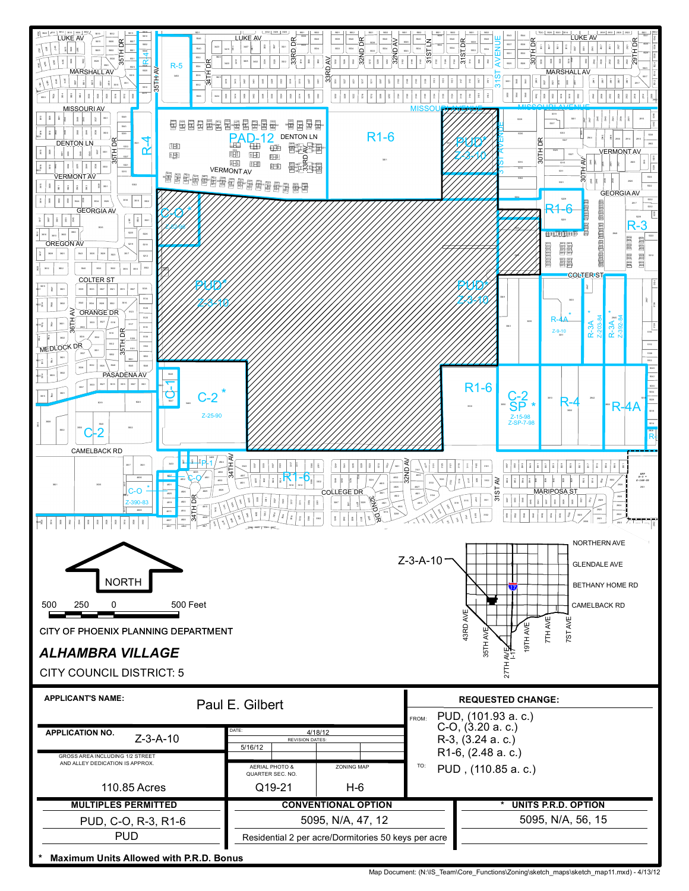CITY OF PHOENIX PLANNING DEPARTMENT

***ALHAMBRA VILLAGE***

CITY COUNCIL DISTRICT: 5

NORTH

500 250 0 500 Feet

Z-3-A-10

NORTHERN AVE

GLENDALE AVE

BETHANY HOME RD

CAMELBACK RD

43RD AVE

35TH AVE

27TH AVE I-17

19TH AVE

7TH AVE

7ST AVE

| APPLICANT'S NAME: | Paul E. Gilbert | | REQUESTED CHANGE: |
|---|---|---|---|
| APPLICATION NO. Z-3-A-10 | DATE: 4/18/12 REVISION DATES: 5/16/12 | | FROM: PUD, (101.93 a. c.) C-O, (3.20 a. c.) R-3, (3.24 a. c.) R1-6, (2.48 a. c.) |
| GROSS AREA INCLUDING 1/2 STREET AND ALLEY DEDICATION IS APPROX. 110.85 Acres | AERIAL PHOTO & QUARTER SEC. NO. Q19-21 | ZONING MAP H-6 | TO: PUD , (110.85 a. c.) |

| MULTIPLES PERMITTED | CONVENTIONAL OPTION | * UNITS P.R.D. OPTION |
|---|---|---|
| PUD, C-O, R-3, R1-6 | 5095, N/A, 47, 12 | 5095, N/A, 56, 15 |
| PUD | Residential 2 per acre/Dormitories 50 keys per acre | |

**\* Maximum Units Allowed with P.R.D. Bonus**

Map Document: (N:\IS_Team\Core_Functions\Zoning\sketch_maps\sketch_map11.mxd) - 4/13/12